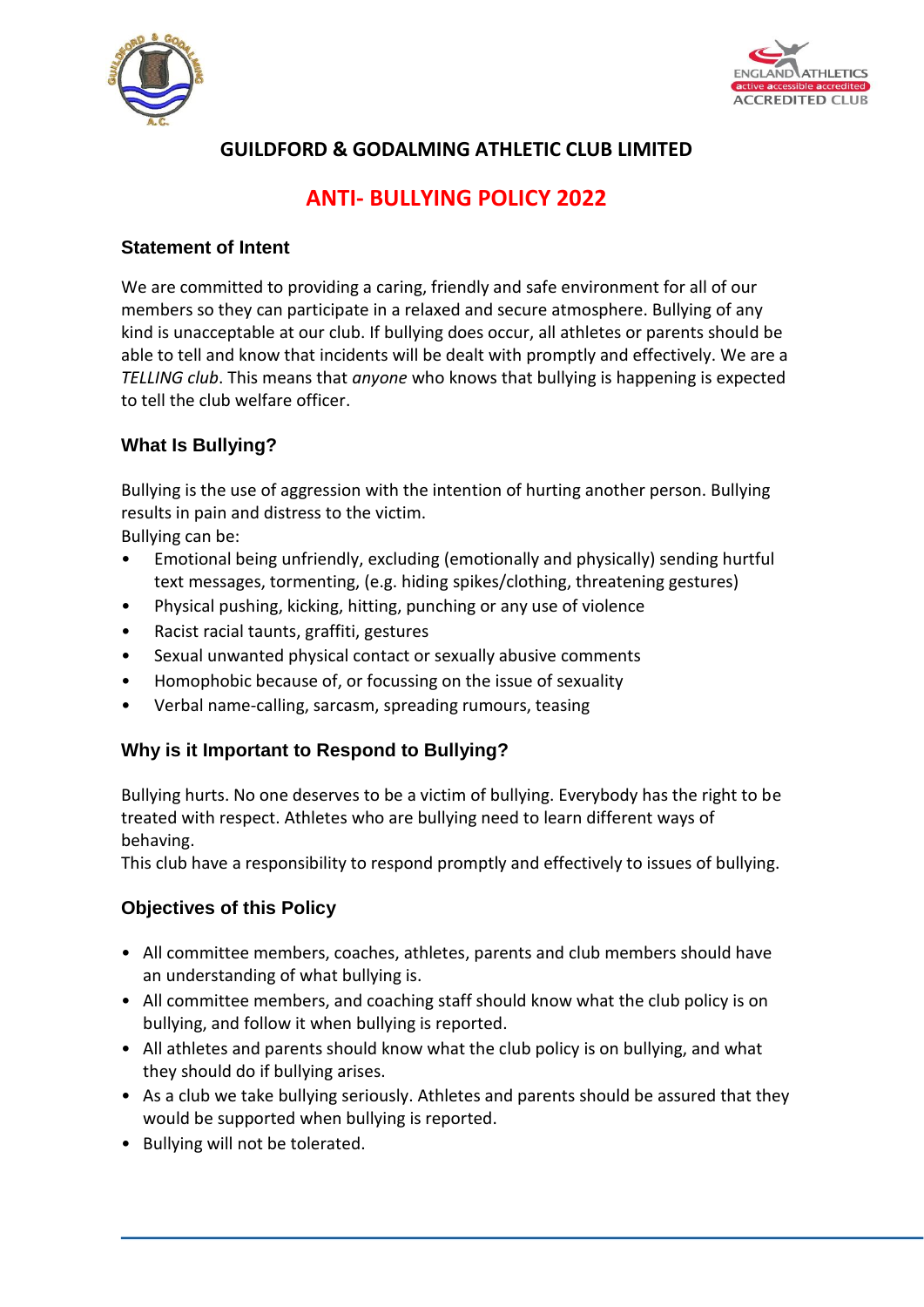# GUILDFORD & GODALMING ATHLETIC CLUB LIMITED

## ANTI- BULLYING POLICY 2022

### Statement of Intent

We are committed to providing a caring, friendly and safe environment for all of our members so they can participate in a relaxed and secure atmosphere. Bullying of any kind is unacceptable at our club. If bullying does occur, all athletes or parents should be able to tell and know that incidents will be dealt with promptly and effectively. We are a *TELLING club*. This means that *anyone* who knows that bullying is happening is expected to tell the club welfare officer.

### What Is Bullying?

Bullying is the use of aggression with the intention of hurting another person. Bullying results in pain and distress to the victim.

Bullying can be:

- Emotional being unfriendly, excluding (emotionally and physically) sending hurtful text messages, tormenting, (e.g. hiding spikes/clothing, threatening gestures)
- Physical pushing, kicking, hitting, punching or any use of violence
- Racist racial taunts, graffiti, gestures
- Sexual unwanted physical contact or sexually abusive comments
- Homophobic because of, or focussing on the issue of sexuality
- Verbal name-calling, sarcasm, spreading rumours, teasing

### Why is it Important to Respond to Bullying?

Bullying hurts. No one deserves to be a victim of bullying. Everybody has the right to be treated with respect. Athletes who are bullying need to learn different ways of behaving.

This club have a responsibility to respond promptly and effectively to issues of bullying.

### Objectives of this Policy

- All committee members, coaches, athletes, parents and club members should have an understanding of what bullying is.
- All committee members, and coaching staff should know what the club policy is on bullying, and follow it when bullying is reported.
- All athletes and parents should know what the club policy is on bullying, and what they should do if bullying arises.
- As a club we take bullying seriously. Athletes and parents should be assured that they would be supported when bullying is reported.
- Bullying will not be tolerated.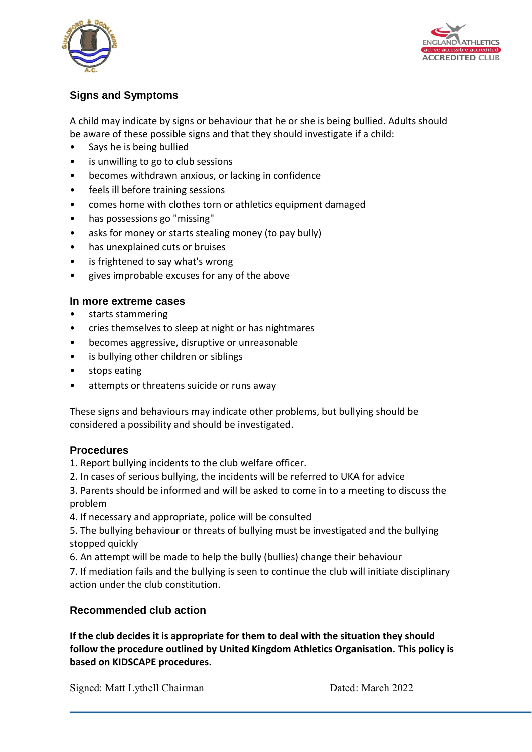## Signs and Symptoms

A child may indicate by signs or behaviour that he or she is being bullied. Adults should be aware of these possible signs and that they should investigate if a child:

- Says he is being bullied
- is unwilling to go to club sessions
- becomes withdrawn anxious, or lacking in confidence
- feels ill before training sessions
- comes home with clothes torn or athletics equipment damaged
- has possessions go "missing"
- asks for money or starts stealing money (to pay bully)
- has unexplained cuts or bruises
- is frightened to say what's wrong
- gives improbable excuses for any of the above

### In more extreme cases

- starts stammering
- cries themselves to sleep at night or has nightmares
- becomes aggressive, disruptive or unreasonable
- is bullying other children or siblings
- stops eating
- attempts or threatens suicide or runs away

These signs and behaviours may indicate other problems, but bullying should be considered a possibility and should be investigated.

### Procedures

1. Report bullying incidents to the club welfare officer.
2. In cases of serious bullying, the incidents will be referred to UKA for advice
3. Parents should be informed and will be asked to come in to a meeting to discuss the problem
4. If necessary and appropriate, police will be consulted
5. The bullying behaviour or threats of bullying must be investigated and the bullying stopped quickly
6. An attempt will be made to help the bully (bullies) change their behaviour
7. If mediation fails and the bullying is seen to continue the club will initiate disciplinary action under the club constitution.

### Recommended club action

**If the club decides it is appropriate for them to deal with the situation they should follow the procedure outlined by United Kingdom Athletics Organisation. This policy is based on KIDSCAPE procedures.**

Signed: Matt Lythell Chairman Dated: March 2022